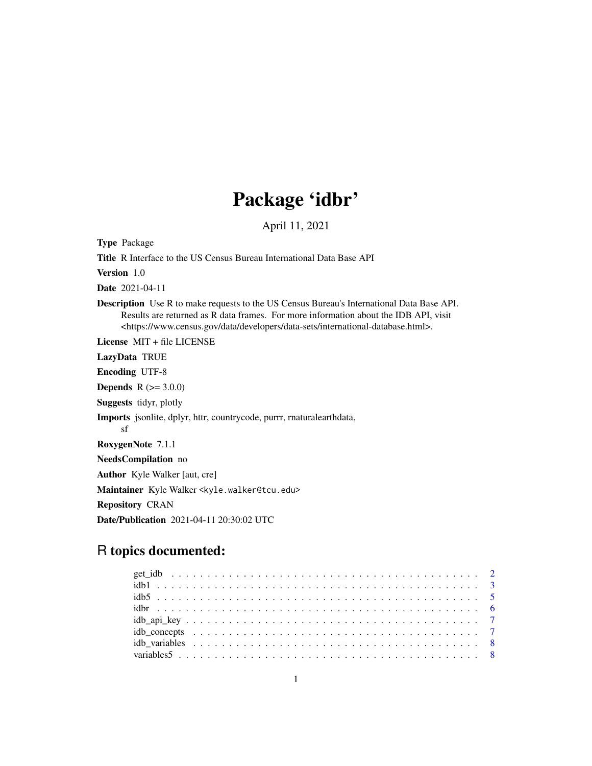# Package 'idbr'

April 11, 2021

**Type** Package

**Title** R Interface to the US Census Bureau International Data Base API

**Version** 1.0

**Date** 2021-04-11

**Description** Use R to make requests to the US Census Bureau's International Data Base API. Results are returned as R data frames. For more information about the IDB API, visit <https://www.census.gov/data/developers/data-sets/international-database.html>.

**License** MIT + file LICENSE

**LazyData** TRUE

**Encoding** UTF-8

**Depends** R (>= 3.0.0)

**Suggests** tidyr, plotly

**Imports** jsonlite, dplyr, httr, countrycode, purrr, rnaturalearthdata, sf

**RoxygenNote** 7.1.1

**NeedsCompilation** no

**Author** Kyle Walker [aut, cre]

**Maintainer** Kyle Walker <kyle.walker@tcu.edu>

**Repository** CRAN

**Date/Publication** 2021-04-11 20:30:02 UTC

## R topics documented:

- get_idb . . . . . . . . . . . . . . . . . . . . . . . . . . . . . . . . . . . . . . . . 2
- idb1 . . . . . . . . . . . . . . . . . . . . . . . . . . . . . . . . . . . . . . . . . . 3
- idb5 . . . . . . . . . . . . . . . . . . . . . . . . . . . . . . . . . . . . . . . . . . 5
- idbr . . . . . . . . . . . . . . . . . . . . . . . . . . . . . . . . . . . . . . . . . . 6
- idb_api_key . . . . . . . . . . . . . . . . . . . . . . . . . . . . . . . . . . . . . . 7
- idb_concepts . . . . . . . . . . . . . . . . . . . . . . . . . . . . . . . . . . . . . 7
- idb_variables . . . . . . . . . . . . . . . . . . . . . . . . . . . . . . . . . . . . . 8
- variables5 . . . . . . . . . . . . . . . . . . . . . . . . . . . . . . . . . . . . . . . 8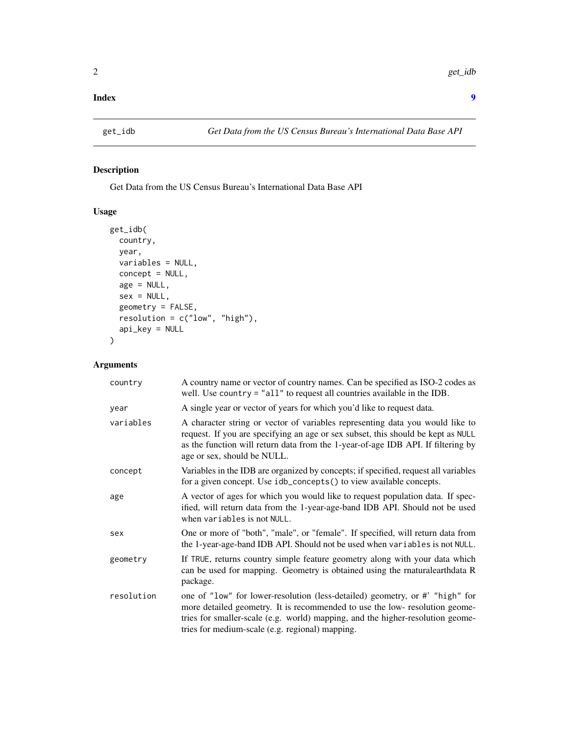**Index** **9**

## get_idb — *Get Data from the US Census Bureau's International Data Base API*

### Description

Get Data from the US Census Bureau's International Data Base API

### Usage

```
get_idb(
  country,
  year,
  variables = NULL,
  concept = NULL,
  age = NULL,
  sex = NULL,
  geometry = FALSE,
  resolution = c("low", "high"),
  api_key = NULL
)
```

### Arguments

| | |
|---|---|
| `country` | A country name or vector of country names. Can be specified as ISO-2 codes as well. Use `country = "all"` to request all countries available in the IDB. |
| `year` | A single year or vector of years for which you'd like to request data. |
| `variables` | A character string or vector of variables representing data you would like to request. If you are specifying an age or sex subset, this should be kept as `NULL` as the function will return data from the 1-year-of-age IDB API. If filtering by age or sex, should be NULL. |
| `concept` | Variables in the IDB are organized by concepts; if specified, request all variables for a given concept. Use `idb_concepts()` to view available concepts. |
| `age` | A vector of ages for which you would like to request population data. If specified, will return data from the 1-year-age-band IDB API. Should not be used when `variables` is not `NULL`. |
| `sex` | One or more of "both", "male", or "female". If specified, will return data from the 1-year-age-band IDB API. Should not be used when `variables` is not `NULL`. |
| `geometry` | If `TRUE`, returns country simple feature geometry along with your data which can be used for mapping. Geometry is obtained using the rnaturalearthdata R package. |
| `resolution` | one of `"low"` for lower-resolution (less-detailed) geometry, or #' `"high"` for more detailed geometry. It is recommended to use the low- resolution geometries for smaller-scale (e.g. world) mapping, and the higher-resolution geometries for medium-scale (e.g. regional) mapping. |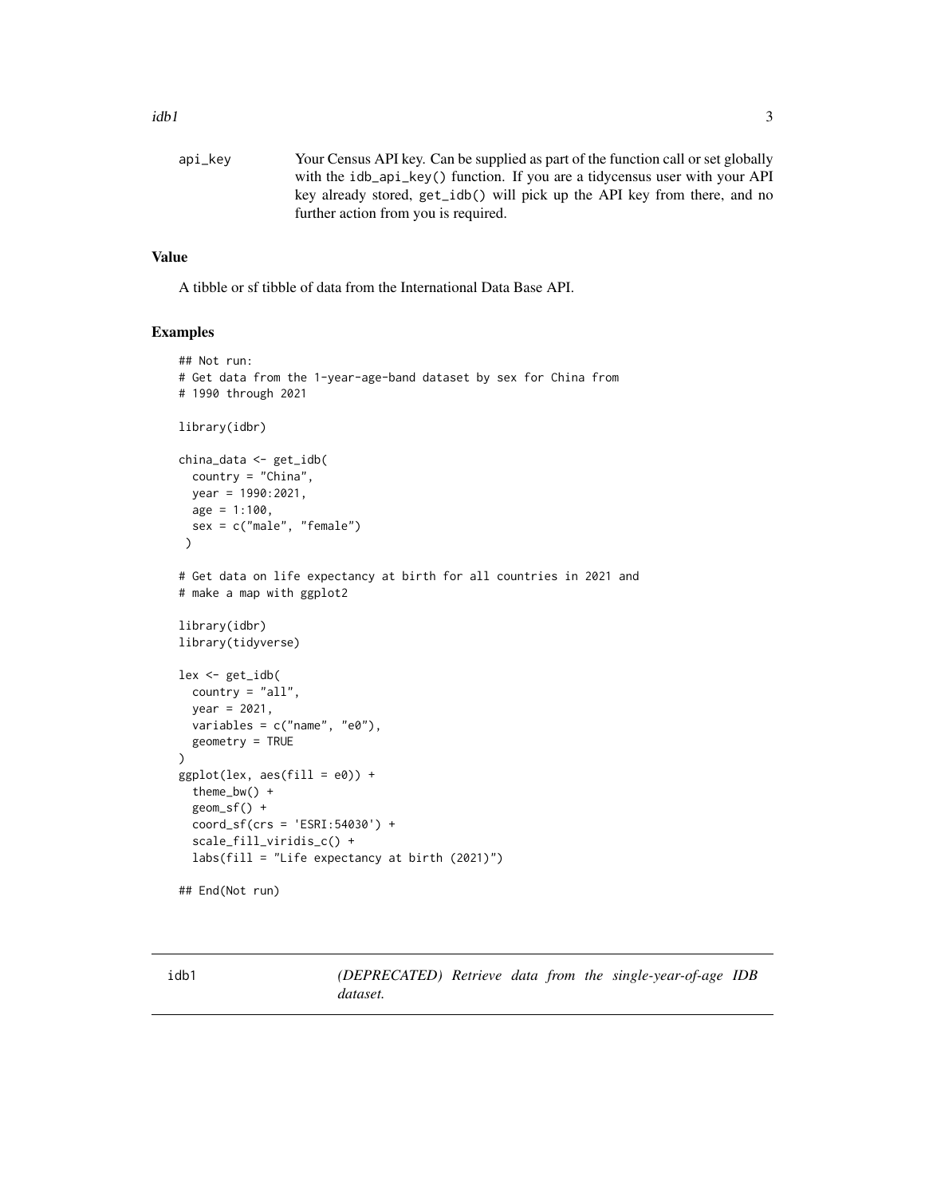| | |
|---|---|
| api_key | Your Census API key. Can be supplied as part of the function call or set globally with the idb_api_key() function. If you are a tidycensus user with your API key already stored, get_idb() will pick up the API key from there, and no further action from you is required. |

## Value

A tibble or sf tibble of data from the International Data Base API.

## Examples

```
## Not run:
# Get data from the 1-year-age-band dataset by sex for China from
# 1990 through 2021

library(idbr)

china_data <- get_idb(
  country = "China",
  year = 1990:2021,
  age = 1:100,
  sex = c("male", "female")
 )

# Get data on life expectancy at birth for all countries in 2021 and
# make a map with ggplot2

library(idbr)
library(tidyverse)

lex <- get_idb(
  country = "all",
  year = 2021,
  variables = c("name", "e0"),
  geometry = TRUE
)
ggplot(lex, aes(fill = e0)) +
  theme_bw() +
  geom_sf() +
  coord_sf(crs = 'ESRI:54030') +
  scale_fill_viridis_c() +
  labs(fill = "Life expectancy at birth (2021)")

## End(Not run)
```

---

idb1 *(DEPRECATED) Retrieve data from the single-year-of-age IDB dataset.*

---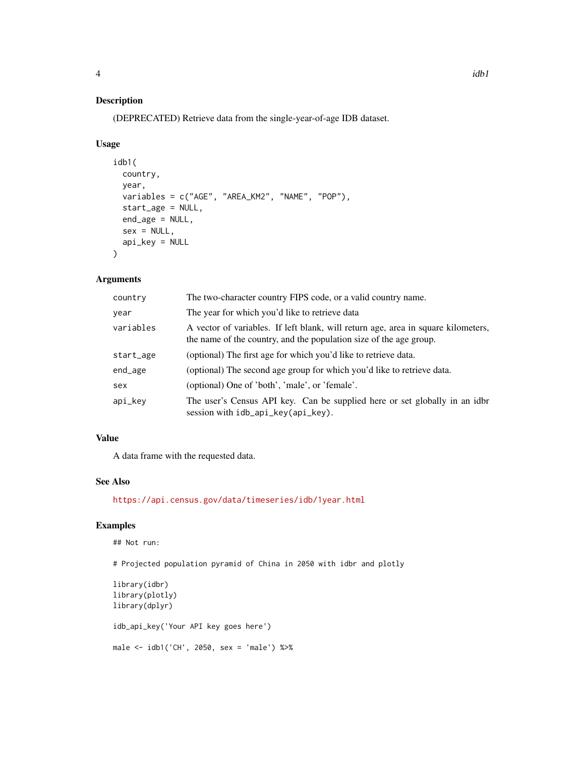### Description

(DEPRECATED) Retrieve data from the single-year-of-age IDB dataset.

### Usage

```
idb1(
  country,
  year,
  variables = c("AGE", "AREA_KM2", "NAME", "POP"),
  start_age = NULL,
  end_age = NULL,
  sex = NULL,
  api_key = NULL
)
```

### Arguments

| | |
|---|---|
| country | The two-character country FIPS code, or a valid country name. |
| year | The year for which you'd like to retrieve data |
| variables | A vector of variables. If left blank, will return age, area in square kilometers, the name of the country, and the population size of the age group. |
| start_age | (optional) The first age for which you'd like to retrieve data. |
| end_age | (optional) The second age group for which you'd like to retrieve data. |
| sex | (optional) One of 'both', 'male', or 'female'. |
| api_key | The user's Census API key. Can be supplied here or set globally in an idbr session with `idb_api_key(api_key)`. |

### Value

A data frame with the requested data.

### See Also

https://api.census.gov/data/timeseries/idb/1year.html

### Examples

```
## Not run:

# Projected population pyramid of China in 2050 with idbr and plotly

library(idbr)
library(plotly)
library(dplyr)

idb_api_key('Your API key goes here')

male <- idb1('CH', 2050, sex = 'male') %>%
```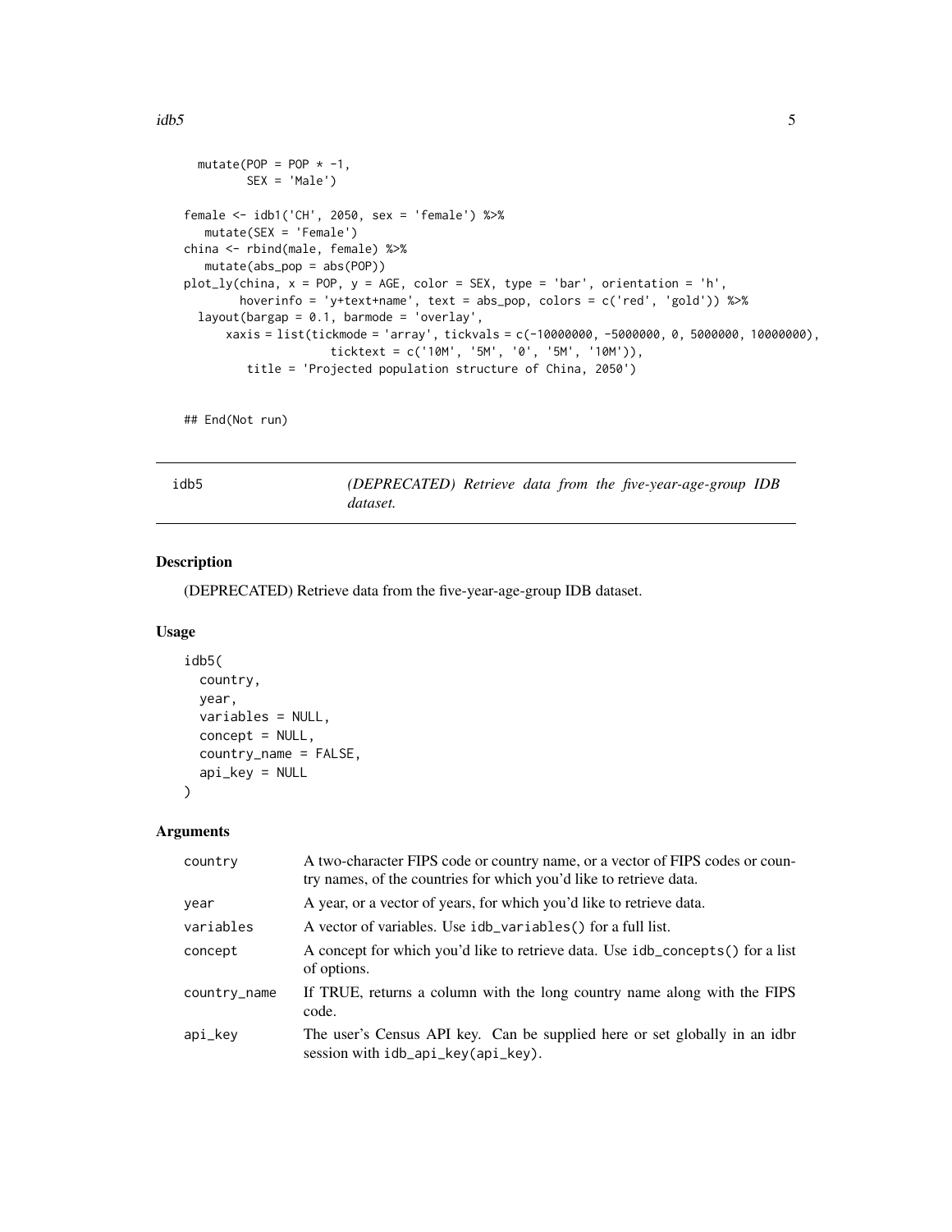```
  mutate(POP = POP * -1,
         SEX = 'Male')

female <- idb1('CH', 2050, sex = 'female') %>%
   mutate(SEX = 'Female')
china <- rbind(male, female) %>%
   mutate(abs_pop = abs(POP))
plot_ly(china, x = POP, y = AGE, color = SEX, type = 'bar', orientation = 'h',
        hoverinfo = 'y+text+name', text = abs_pop, colors = c('red', 'gold')) %>%
  layout(bargap = 0.1, barmode = 'overlay',
      xaxis = list(tickmode = 'array', tickvals = c(-10000000, -5000000, 0, 5000000, 10000000),
                   ticktext = c('10M', '5M', '0', '5M', '10M')),
         title = 'Projected population structure of China, 2050')


## End(Not run)
```

## idb5 — *(DEPRECATED) Retrieve data from the five-year-age-group IDB dataset.*

### Description

(DEPRECATED) Retrieve data from the five-year-age-group IDB dataset.

### Usage

```
idb5(
  country,
  year,
  variables = NULL,
  concept = NULL,
  country_name = FALSE,
  api_key = NULL
)
```

### Arguments

| | |
|---|---|
| country | A two-character FIPS code or country name, or a vector of FIPS codes or country names, of the countries for which you'd like to retrieve data. |
| year | A year, or a vector of years, for which you'd like to retrieve data. |
| variables | A vector of variables. Use `idb_variables()` for a full list. |
| concept | A concept for which you'd like to retrieve data. Use `idb_concepts()` for a list of options. |
| country_name | If TRUE, returns a column with the long country name along with the FIPS code. |
| api_key | The user's Census API key. Can be supplied here or set globally in an idbr session with `idb_api_key(api_key)`. |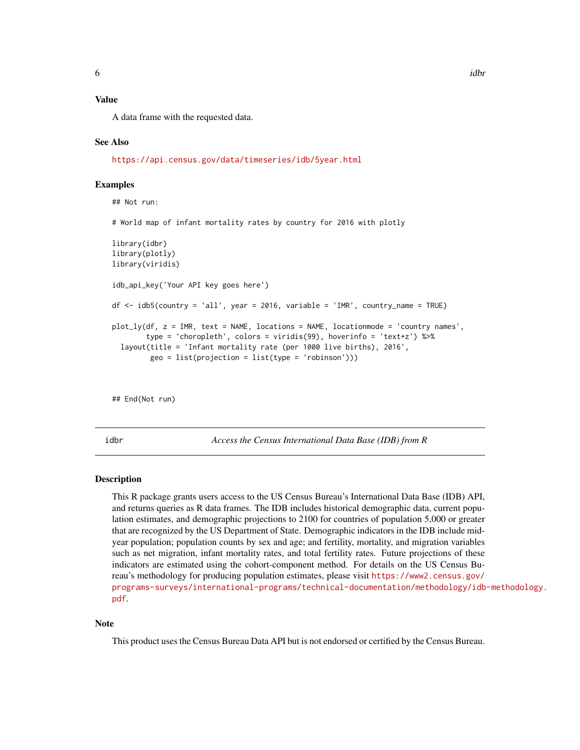## Value

A data frame with the requested data.

## See Also

https://api.census.gov/data/timeseries/idb/5year.html

## Examples

```
## Not run:

# World map of infant mortality rates by country for 2016 with plotly

library(idbr)
library(plotly)
library(viridis)

idb_api_key('Your API key goes here')

df <- idb5(country = 'all', year = 2016, variable = 'IMR', country_name = TRUE)

plot_ly(df, z = IMR, text = NAME, locations = NAME, locationmode = 'country names',
        type = 'choropleth', colors = viridis(99), hoverinfo = 'text+z') %>%
  layout(title = 'Infant mortality rate (per 1000 live births), 2016',
         geo = list(projection = list(type = 'robinson')))


## End(Not run)
```

---

# idbr — *Access the Census International Data Base (IDB) from R*

## Description

This R package grants users access to the US Census Bureau's International Data Base (IDB) API, and returns queries as R data frames. The IDB includes historical demographic data, current population estimates, and demographic projections to 2100 for countries of population 5,000 or greater that are recognized by the US Department of State. Demographic indicators in the IDB include mid-year population; population counts by sex and age; and fertility, mortality, and migration variables such as net migration, infant mortality rates, and total fertility rates. Future projections of these indicators are estimated using the cohort-component method. For details on the US Census Bureau's methodology for producing population estimates, please visit https://www2.census.gov/programs-surveys/international-programs/technical-documentation/methodology/idb-methodology.pdf.

## Note

This product uses the Census Bureau Data API but is not endorsed or certified by the Census Bureau.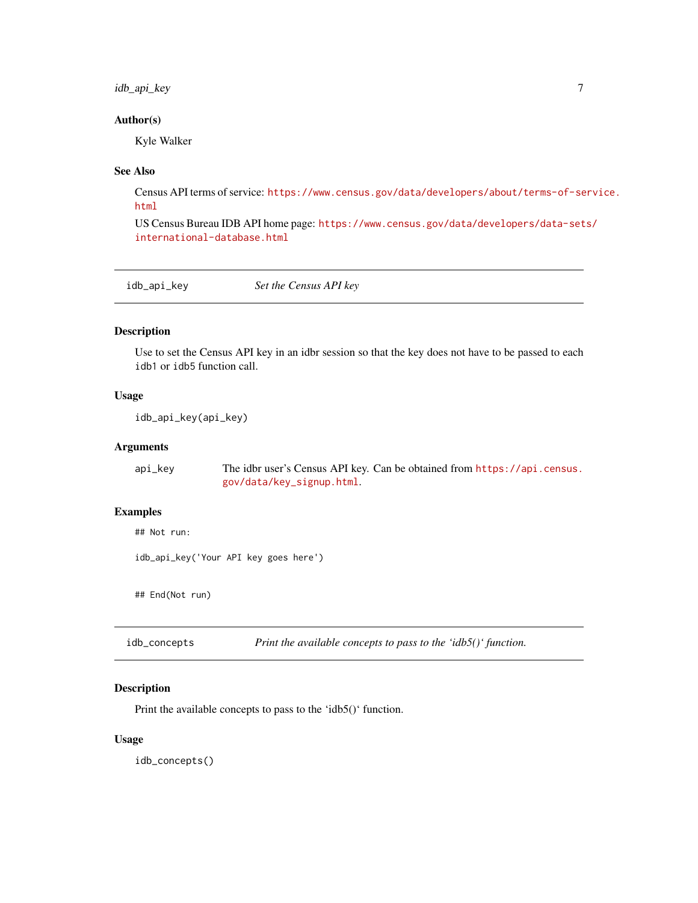## Author(s)

Kyle Walker

## See Also

Census API terms of service: https://www.census.gov/data/developers/about/terms-of-service.html

US Census Bureau IDB API home page: https://www.census.gov/data/developers/data-sets/international-database.html

---

# idb_api_key — *Set the Census API key*

## Description

Use to set the Census API key in an idbr session so that the key does not have to be passed to each `idb1` or `idb5` function call.

## Usage

```
idb_api_key(api_key)
```

## Arguments

| | |
|---|---|
| `api_key` | The idbr user's Census API key. Can be obtained from https://api.census.gov/data/key_signup.html. |

## Examples

```
## Not run:

idb_api_key('Your API key goes here')


## End(Not run)
```

---

# idb_concepts — *Print the available concepts to pass to the 'idb5()' function.*

## Description

Print the available concepts to pass to the 'idb5()' function.

## Usage

```
idb_concepts()
```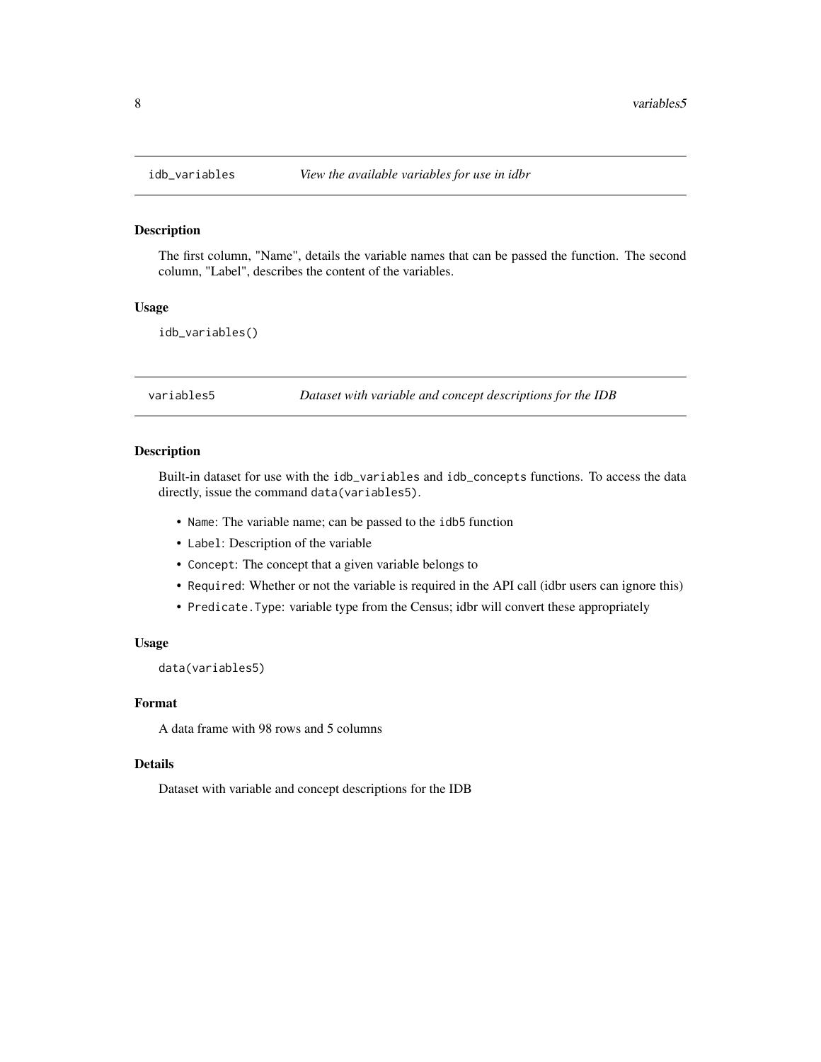## idb_variables — *View the available variables for use in idbr*

### Description

The first column, "Name", details the variable names that can be passed the function. The second column, "Label", describes the content of the variables.

### Usage

```
idb_variables()
```

## variables5 — *Dataset with variable and concept descriptions for the IDB*

### Description

Built-in dataset for use with the `idb_variables` and `idb_concepts` functions. To access the data directly, issue the command `data(variables5)`.

- `Name`: The variable name; can be passed to the `idb5` function
- `Label`: Description of the variable
- `Concept`: The concept that a given variable belongs to
- `Required`: Whether or not the variable is required in the API call (idbr users can ignore this)
- `Predicate.Type`: variable type from the Census; idbr will convert these appropriately

### Usage

```
data(variables5)
```

### Format

A data frame with 98 rows and 5 columns

### Details

Dataset with variable and concept descriptions for the IDB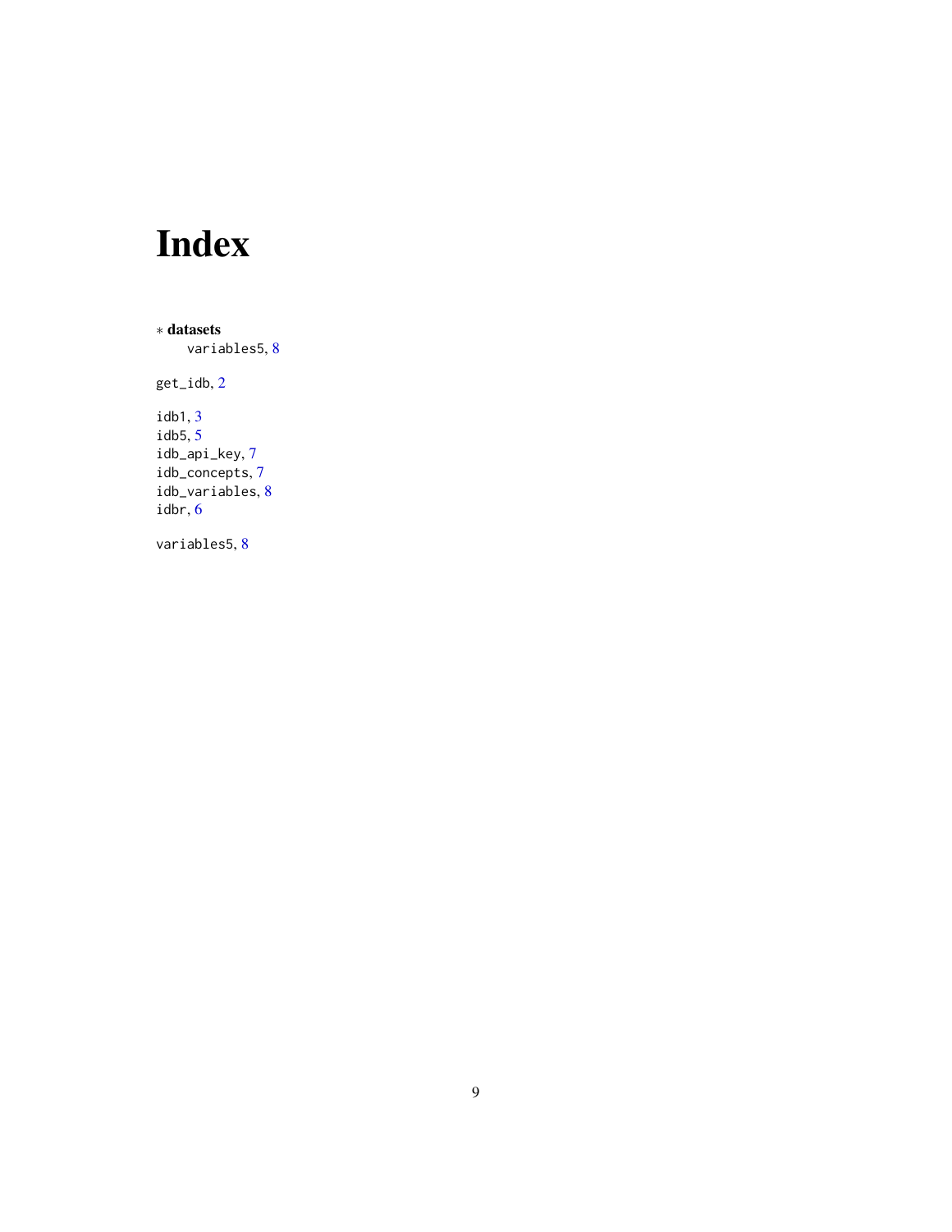# Index

∗ **datasets**
    variables5, 8

get_idb, 2

idb1, 3
idb5, 5
idb_api_key, 7
idb_concepts, 7
idb_variables, 8
idbr, 6

variables5, 8